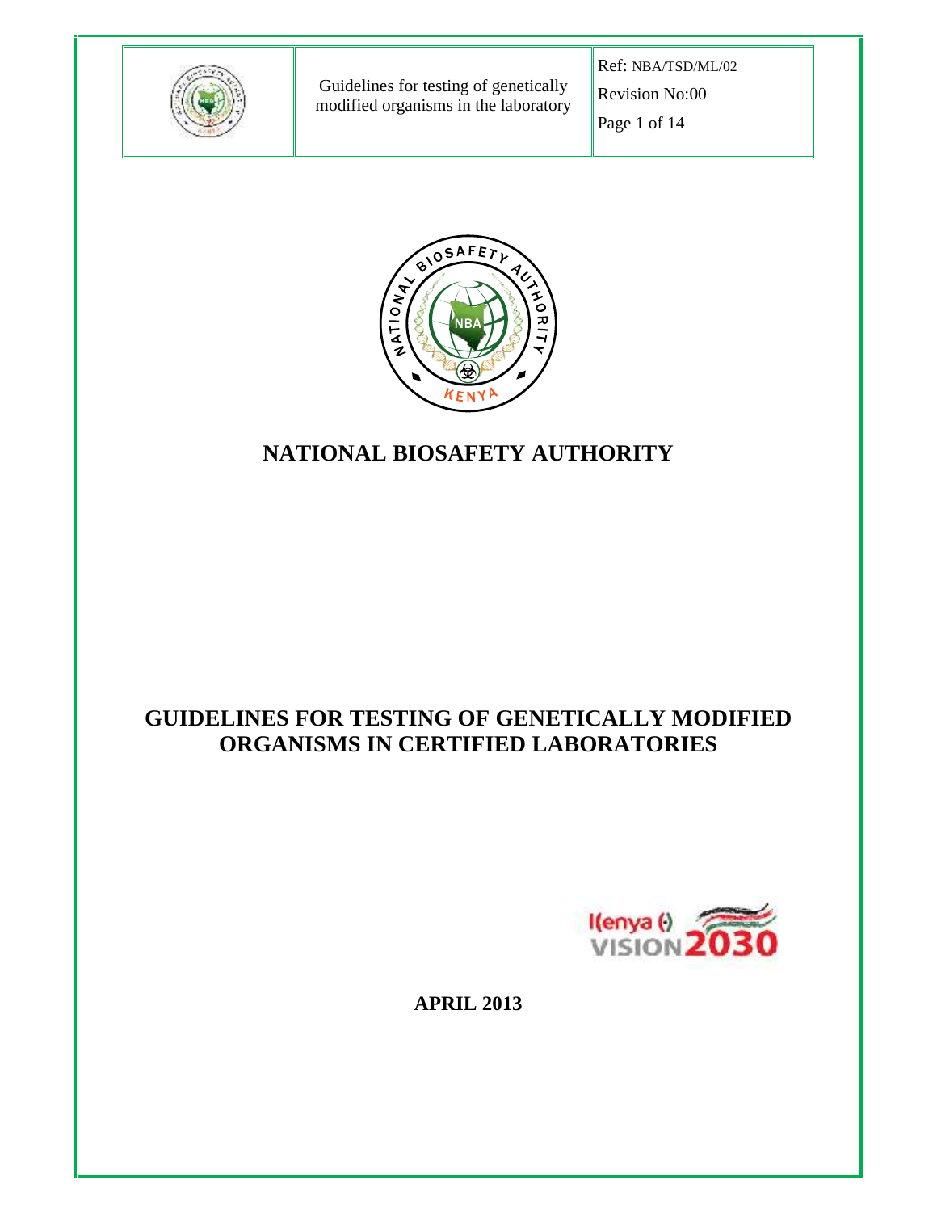# NATIONAL BIOSAFETY AUTHORITY

# GUIDELINES FOR TESTING OF GENETICALLY MODIFIED ORGANISMS IN CERTIFIED LABORATORIES

**APRIL 2013**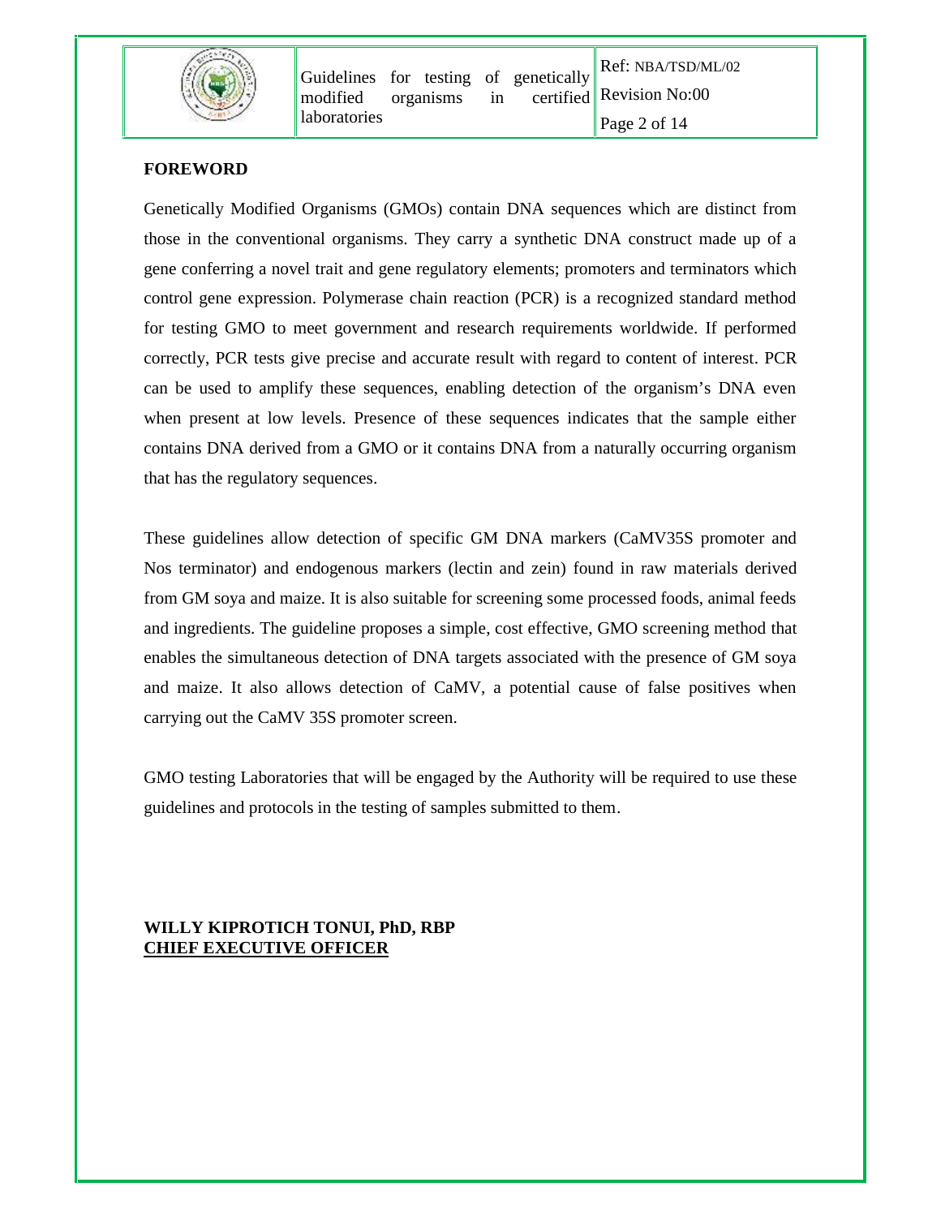## FOREWORD

Genetically Modified Organisms (GMOs) contain DNA sequences which are distinct from those in the conventional organisms. They carry a synthetic DNA construct made up of a gene conferring a novel trait and gene regulatory elements; promoters and terminators which control gene expression. Polymerase chain reaction (PCR) is a recognized standard method for testing GMO to meet government and research requirements worldwide. If performed correctly, PCR tests give precise and accurate result with regard to content of interest. PCR can be used to amplify these sequences, enabling detection of the organism's DNA even when present at low levels. Presence of these sequences indicates that the sample either contains DNA derived from a GMO or it contains DNA from a naturally occurring organism that has the regulatory sequences.

These guidelines allow detection of specific GM DNA markers (CaMV35S promoter and Nos terminator) and endogenous markers (lectin and zein) found in raw materials derived from GM soya and maize. It is also suitable for screening some processed foods, animal feeds and ingredients. The guideline proposes a simple, cost effective, GMO screening method that enables the simultaneous detection of DNA targets associated with the presence of GM soya and maize. It also allows detection of CaMV, a potential cause of false positives when carrying out the CaMV 35S promoter screen.

GMO testing Laboratories that will be engaged by the Authority will be required to use these guidelines and protocols in the testing of samples submitted to them.

**WILLY KIPROTICH TONUI, PhD, RBP**
**CHIEF EXECUTIVE OFFICER**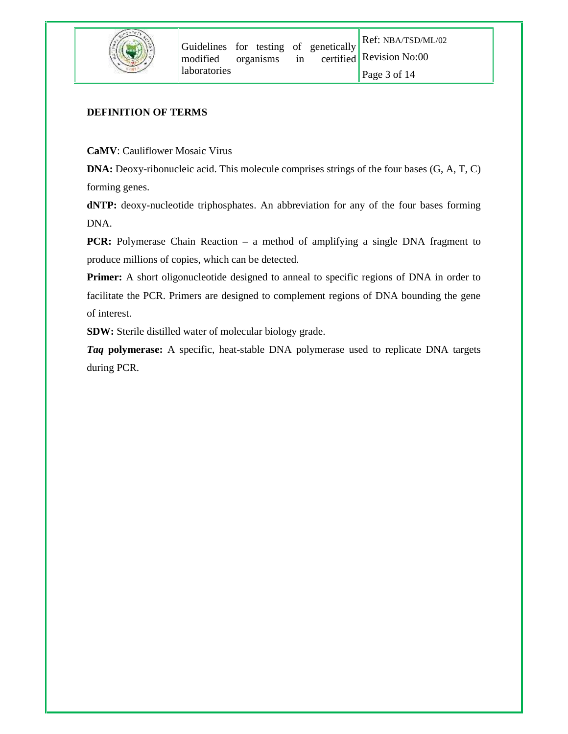## DEFINITION OF TERMS

**CaMV**: Cauliflower Mosaic Virus

**DNA:** Deoxy-ribonucleic acid. This molecule comprises strings of the four bases (G, A, T, C) forming genes.

**dNTP:** deoxy-nucleotide triphosphates. An abbreviation for any of the four bases forming DNA.

**PCR:** Polymerase Chain Reaction – a method of amplifying a single DNA fragment to produce millions of copies, which can be detected.

**Primer:** A short oligonucleotide designed to anneal to specific regions of DNA in order to facilitate the PCR. Primers are designed to complement regions of DNA bounding the gene of interest.

**SDW:** Sterile distilled water of molecular biology grade.

***Taq* polymerase:** A specific, heat-stable DNA polymerase used to replicate DNA targets during PCR.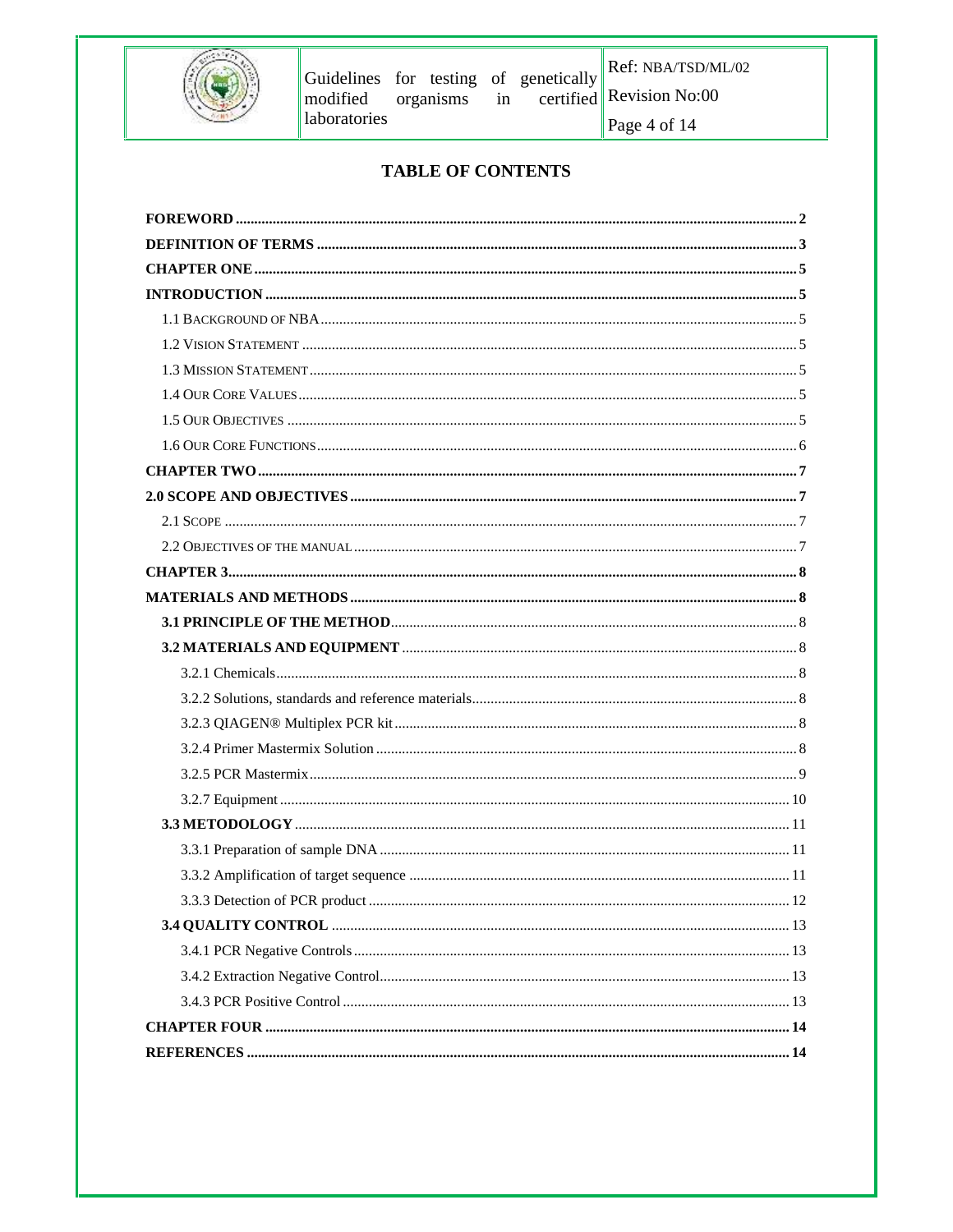# TABLE OF CONTENTS

**FOREWORD** .......... 2

**DEFINITION OF TERMS** .......... 3

**CHAPTER ONE** .......... 5

**INTRODUCTION** .......... 5

- 1.1 BACKGROUND OF NBA .......... 5
- 1.2 VISION STATEMENT .......... 5
- 1.3 MISSION STATEMENT .......... 5
- 1.4 OUR CORE VALUES .......... 5
- 1.5 OUR OBJECTIVES .......... 5
- 1.6 OUR CORE FUNCTIONS .......... 6

**CHAPTER TWO** .......... 7

**2.0 SCOPE AND OBJECTIVES** .......... 7

- 2.1 SCOPE .......... 7
- 2.2 OBJECTIVES OF THE MANUAL .......... 7

**CHAPTER 3** .......... 8

**MATERIALS AND METHODS** .......... 8

- **3.1 PRINCIPLE OF THE METHOD** .......... 8
- **3.2 MATERIALS AND EQUIPMENT** .......... 8
  - 3.2.1 Chemicals .......... 8
  - 3.2.2 Solutions, standards and reference materials .......... 8
  - 3.2.3 QIAGEN® Multiplex PCR kit .......... 8
  - 3.2.4 Primer Mastermix Solution .......... 8
  - 3.2.5 PCR Mastermix .......... 9
  - 3.2.7 Equipment .......... 10
- **3.3 METODOLOGY** .......... 11
  - 3.3.1 Preparation of sample DNA .......... 11
  - 3.3.2 Amplification of target sequence .......... 11
  - 3.3.3 Detection of PCR product .......... 12
- **3.4 QUALITY CONTROL** .......... 13
  - 3.4.1 PCR Negative Controls .......... 13
  - 3.4.2 Extraction Negative Control .......... 13
  - 3.4.3 PCR Positive Control .......... 13

**CHAPTER FOUR** .......... 14

**REFERENCES** .......... 14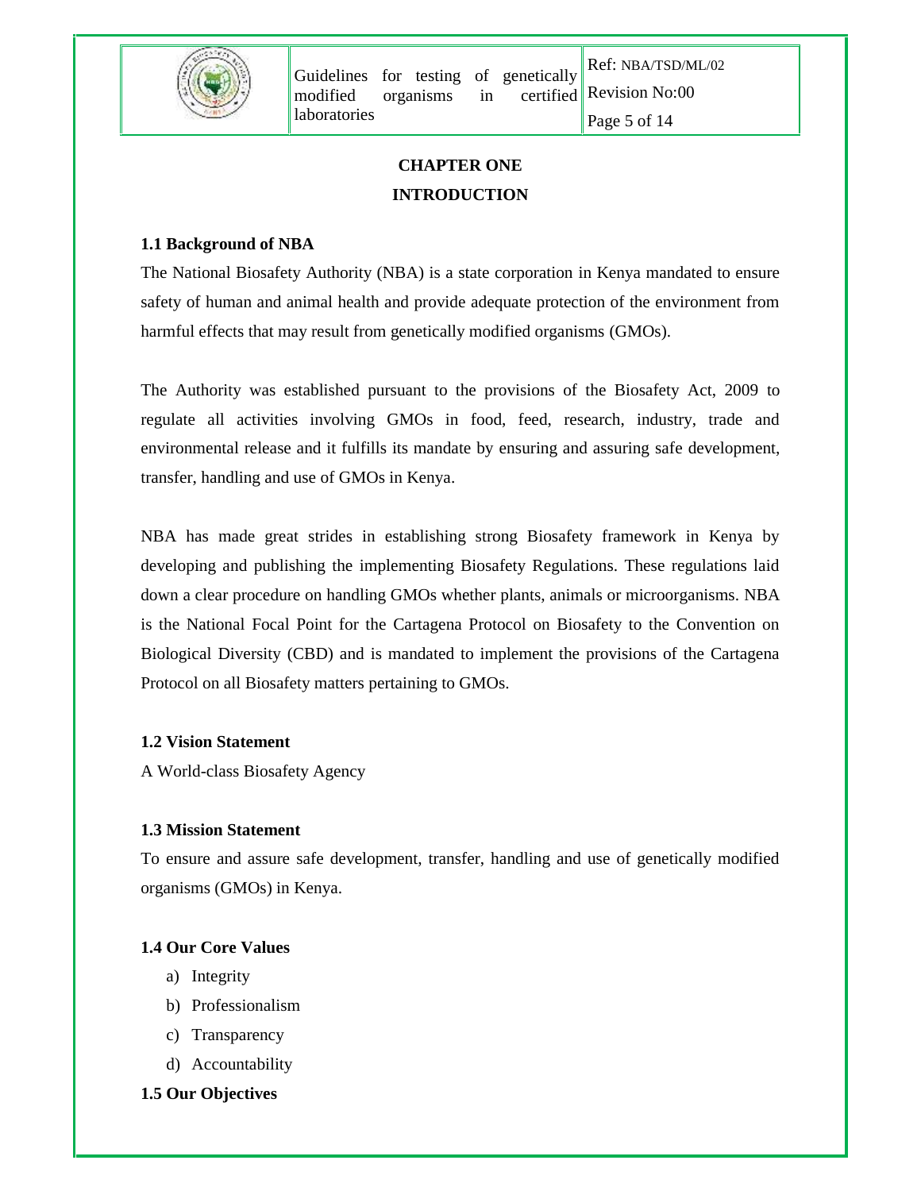# CHAPTER ONE

# INTRODUCTION

## 1.1 Background of NBA

The National Biosafety Authority (NBA) is a state corporation in Kenya mandated to ensure safety of human and animal health and provide adequate protection of the environment from harmful effects that may result from genetically modified organisms (GMOs).

The Authority was established pursuant to the provisions of the Biosafety Act, 2009 to regulate all activities involving GMOs in food, feed, research, industry, trade and environmental release and it fulfills its mandate by ensuring and assuring safe development, transfer, handling and use of GMOs in Kenya.

NBA has made great strides in establishing strong Biosafety framework in Kenya by developing and publishing the implementing Biosafety Regulations. These regulations laid down a clear procedure on handling GMOs whether plants, animals or microorganisms. NBA is the National Focal Point for the Cartagena Protocol on Biosafety to the Convention on Biological Diversity (CBD) and is mandated to implement the provisions of the Cartagena Protocol on all Biosafety matters pertaining to GMOs.

## 1.2 Vision Statement

A World-class Biosafety Agency

## 1.3 Mission Statement

To ensure and assure safe development, transfer, handling and use of genetically modified organisms (GMOs) in Kenya.

## 1.4 Our Core Values

a) Integrity
b) Professionalism
c) Transparency
d) Accountability

## 1.5 Our Objectives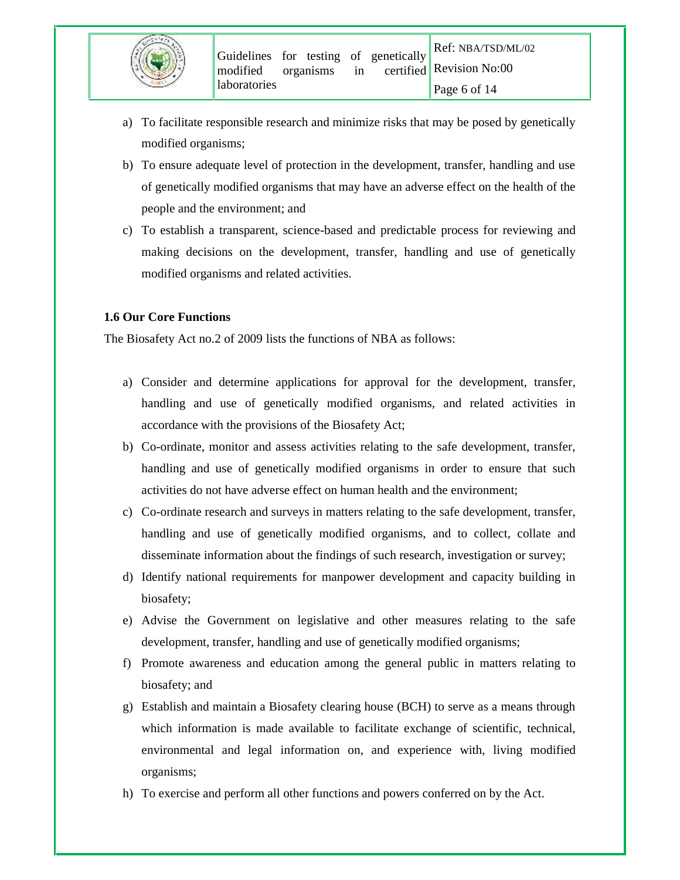a) To facilitate responsible research and minimize risks that may be posed by genetically modified organisms;
b) To ensure adequate level of protection in the development, transfer, handling and use of genetically modified organisms that may have an adverse effect on the health of the people and the environment; and
c) To establish a transparent, science-based and predictable process for reviewing and making decisions on the development, transfer, handling and use of genetically modified organisms and related activities.

**1.6 Our Core Functions**

The Biosafety Act no.2 of 2009 lists the functions of NBA as follows:

a) Consider and determine applications for approval for the development, transfer, handling and use of genetically modified organisms, and related activities in accordance with the provisions of the Biosafety Act;
b) Co-ordinate, monitor and assess activities relating to the safe development, transfer, handling and use of genetically modified organisms in order to ensure that such activities do not have adverse effect on human health and the environment;
c) Co-ordinate research and surveys in matters relating to the safe development, transfer, handling and use of genetically modified organisms, and to collect, collate and disseminate information about the findings of such research, investigation or survey;
d) Identify national requirements for manpower development and capacity building in biosafety;
e) Advise the Government on legislative and other measures relating to the safe development, transfer, handling and use of genetically modified organisms;
f) Promote awareness and education among the general public in matters relating to biosafety; and
g) Establish and maintain a Biosafety clearing house (BCH) to serve as a means through which information is made available to facilitate exchange of scientific, technical, environmental and legal information on, and experience with, living modified organisms;
h) To exercise and perform all other functions and powers conferred on by the Act.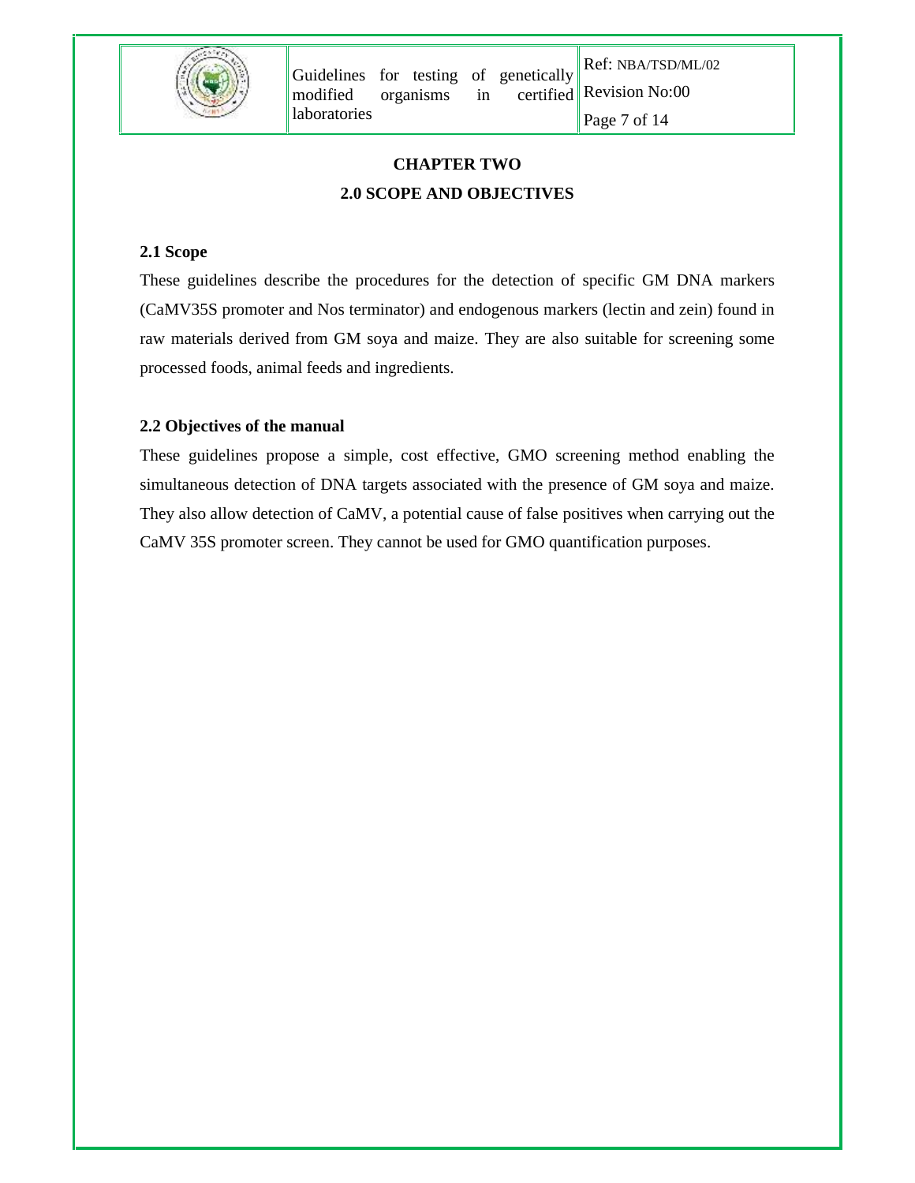# CHAPTER TWO

## 2.0 SCOPE AND OBJECTIVES

### 2.1 Scope

These guidelines describe the procedures for the detection of specific GM DNA markers (CaMV35S promoter and Nos terminator) and endogenous markers (lectin and zein) found in raw materials derived from GM soya and maize. They are also suitable for screening some processed foods, animal feeds and ingredients.

### 2.2 Objectives of the manual

These guidelines propose a simple, cost effective, GMO screening method enabling the simultaneous detection of DNA targets associated with the presence of GM soya and maize. They also allow detection of CaMV, a potential cause of false positives when carrying out the CaMV 35S promoter screen. They cannot be used for GMO quantification purposes.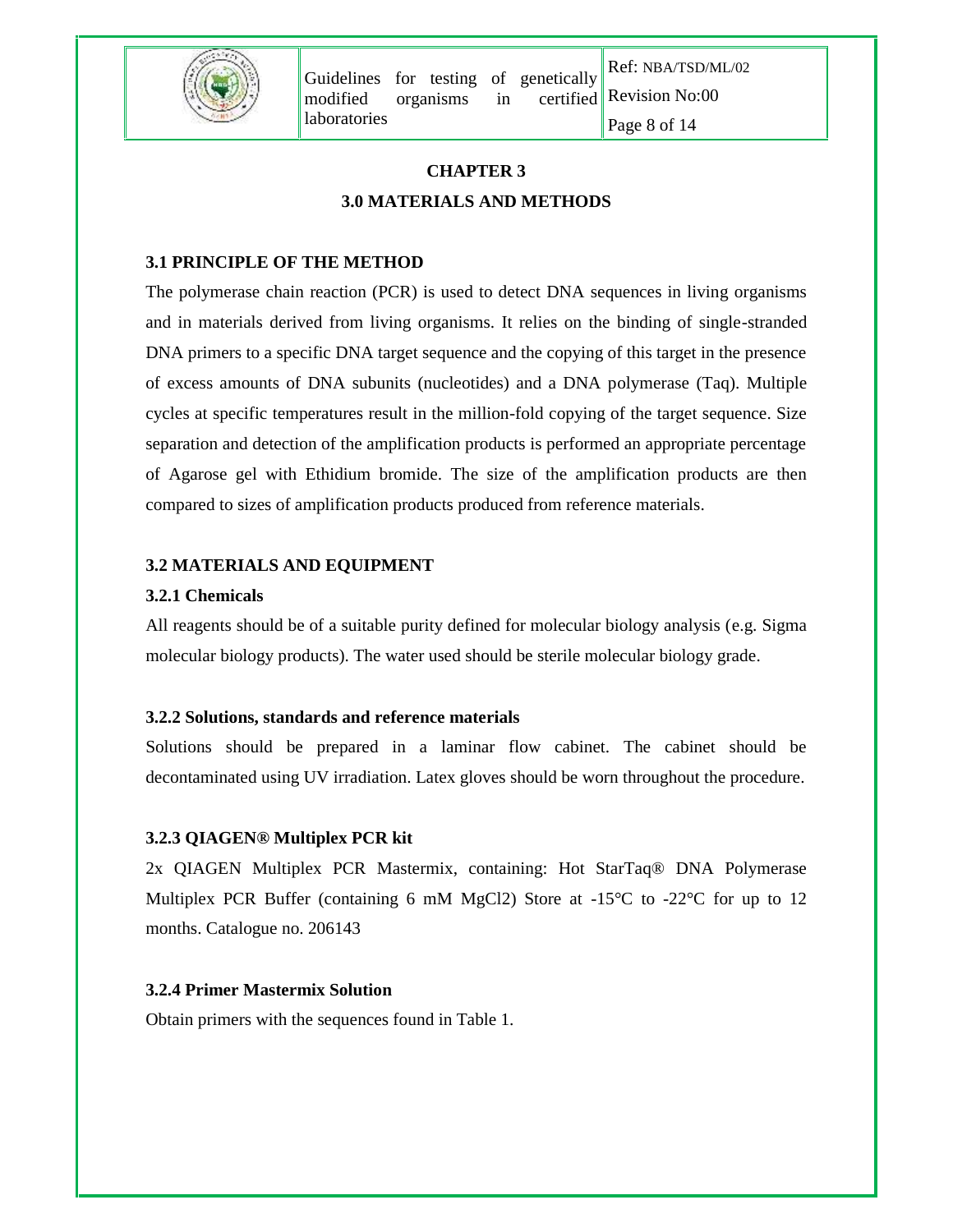# CHAPTER 3

# 3.0 MATERIALS AND METHODS

## 3.1 PRINCIPLE OF THE METHOD

The polymerase chain reaction (PCR) is used to detect DNA sequences in living organisms and in materials derived from living organisms. It relies on the binding of single-stranded DNA primers to a specific DNA target sequence and the copying of this target in the presence of excess amounts of DNA subunits (nucleotides) and a DNA polymerase (Taq). Multiple cycles at specific temperatures result in the million-fold copying of the target sequence. Size separation and detection of the amplification products is performed an appropriate percentage of Agarose gel with Ethidium bromide. The size of the amplification products are then compared to sizes of amplification products produced from reference materials.

## 3.2 MATERIALS AND EQUIPMENT

### 3.2.1 Chemicals

All reagents should be of a suitable purity defined for molecular biology analysis (e.g. Sigma molecular biology products). The water used should be sterile molecular biology grade.

### 3.2.2 Solutions, standards and reference materials

Solutions should be prepared in a laminar flow cabinet. The cabinet should be decontaminated using UV irradiation. Latex gloves should be worn throughout the procedure.

### 3.2.3 QIAGEN® Multiplex PCR kit

2x QIAGEN Multiplex PCR Mastermix, containing: Hot StarTaq® DNA Polymerase Multiplex PCR Buffer (containing 6 mM $MgCl_2$) Store at -15°C to -22°C for up to 12 months. Catalogue no. 206143

### 3.2.4 Primer Mastermix Solution

Obtain primers with the sequences found in Table 1.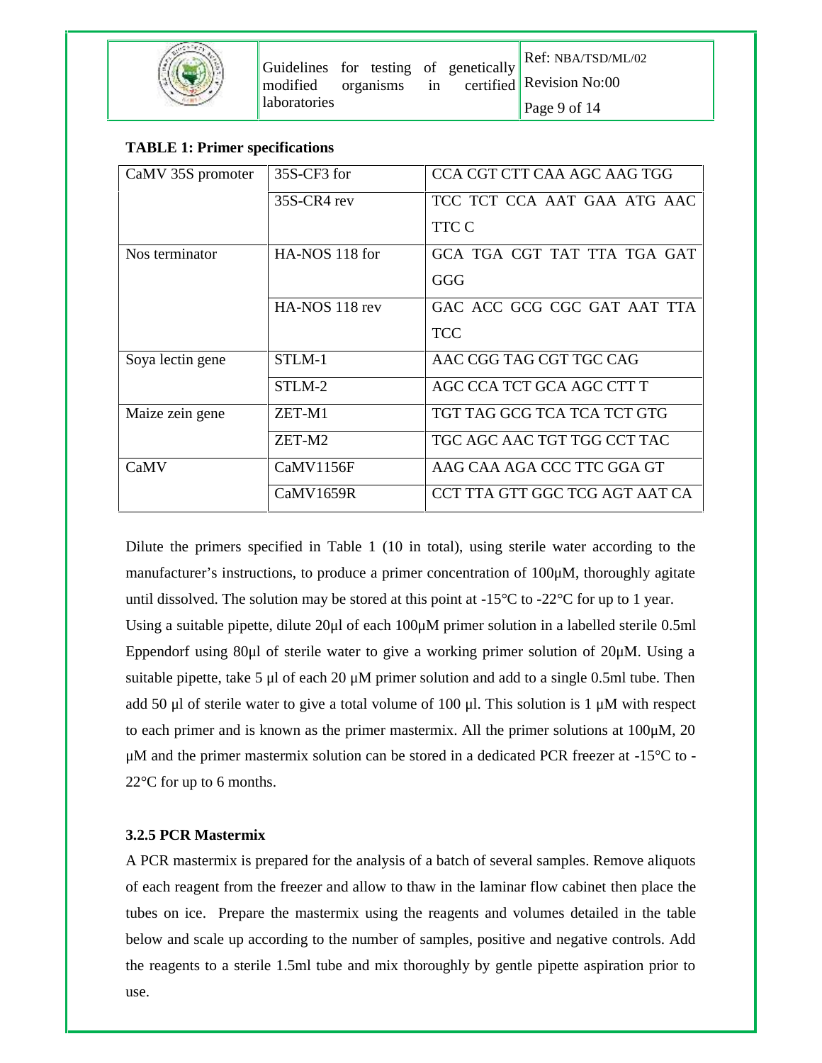**TABLE 1: Primer specifications**

| | | |
|---|---|---|
| CaMV 35S promoter | 35S-CF3 for | CCA CGT CTT CAA AGC AAG TGG |
| | 35S-CR4 rev | TCC TCT CCA AAT GAA ATG AAC TTC C |
| Nos terminator | HA-NOS 118 for | GCA TGA CGT TAT TTA TGA GAT GGG |
| | HA-NOS 118 rev | GAC ACC GCG CGC GAT AAT TTA TCC |
| Soya lectin gene | STLM-1 | AAC CGG TAG CGT TGC CAG |
| | STLM-2 | AGC CCA TCT GCA AGC CTT T |
| Maize zein gene | ZET-M1 | TGT TAG GCG TCA TCA TCT GTG |
| | ZET-M2 | TGC AGC AAC TGT TGG CCT TAC |
| CaMV | CaMV1156F | AAG CAA AGA CCC TTC GGA GT |
| | CaMV1659R | CCT TTA GTT GGC TCG AGT AAT CA |

Dilute the primers specified in Table 1 (10 in total), using sterile water according to the manufacturer's instructions, to produce a primer concentration of 100µM, thoroughly agitate until dissolved. The solution may be stored at this point at -15°C to -22°C for up to 1 year.

Using a suitable pipette, dilute 20µl of each 100µM primer solution in a labelled sterile 0.5ml Eppendorf using 80µl of sterile water to give a working primer solution of 20µM. Using a suitable pipette, take 5 µl of each 20 µM primer solution and add to a single 0.5ml tube. Then add 50 µl of sterile water to give a total volume of 100 µl. This solution is 1 µM with respect to each primer and is known as the primer mastermix. All the primer solutions at 100µM, 20 µM and the primer mastermix solution can be stored in a dedicated PCR freezer at -15°C to -22°C for up to 6 months.

### 3.2.5 PCR Mastermix

A PCR mastermix is prepared for the analysis of a batch of several samples. Remove aliquots of each reagent from the freezer and allow to thaw in the laminar flow cabinet then place the tubes on ice. Prepare the mastermix using the reagents and volumes detailed in the table below and scale up according to the number of samples, positive and negative controls. Add the reagents to a sterile 1.5ml tube and mix thoroughly by gentle pipette aspiration prior to use.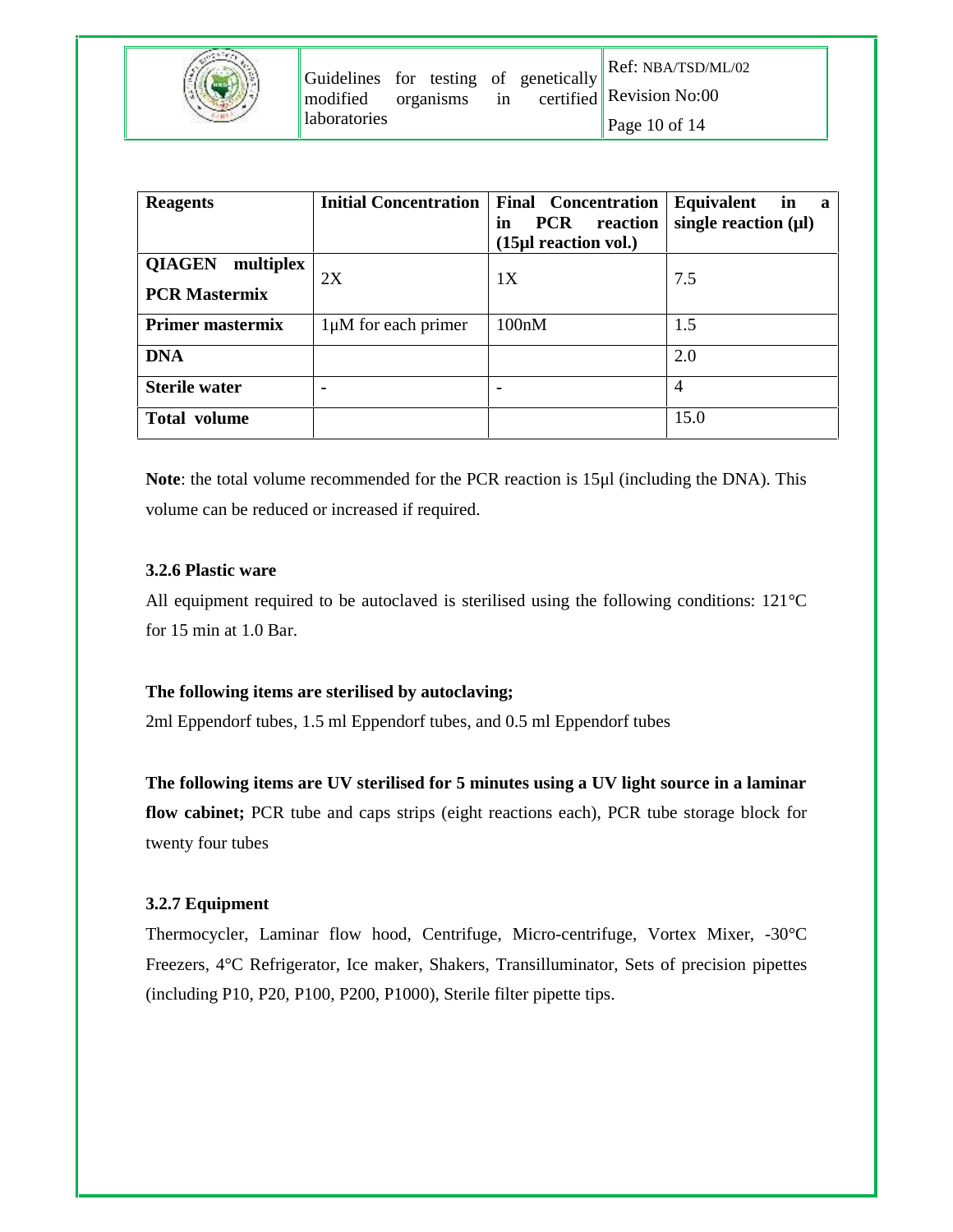| Reagents | Initial Concentration | Final Concentration in PCR reaction (15µl reaction vol.) | Equivalent in a single reaction (µl) |
|---|---|---|---|
| **QIAGEN multiplex PCR Mastermix** | 2X | 1X | 7.5 |
| **Primer mastermix** | 1µM for each primer | 100nM | 1.5 |
| **DNA** | | | 2.0 |
| **Sterile water** | - | - | 4 |
| **Total volume** | | | 15.0 |

**Note**: the total volume recommended for the PCR reaction is 15µl (including the DNA). This volume can be reduced or increased if required.

### 3.2.6 Plastic ware

All equipment required to be autoclaved is sterilised using the following conditions: 121°C for 15 min at 1.0 Bar.

**The following items are sterilised by autoclaving;**

2ml Eppendorf tubes, 1.5 ml Eppendorf tubes, and 0.5 ml Eppendorf tubes

**The following items are UV sterilised for 5 minutes using a UV light source in a laminar flow cabinet;** PCR tube and caps strips (eight reactions each), PCR tube storage block for twenty four tubes

### 3.2.7 Equipment

Thermocycler, Laminar flow hood, Centrifuge, Micro-centrifuge, Vortex Mixer, -30°C Freezers, 4°C Refrigerator, Ice maker, Shakers, Transilluminator, Sets of precision pipettes (including P10, P20, P100, P200, P1000), Sterile filter pipette tips.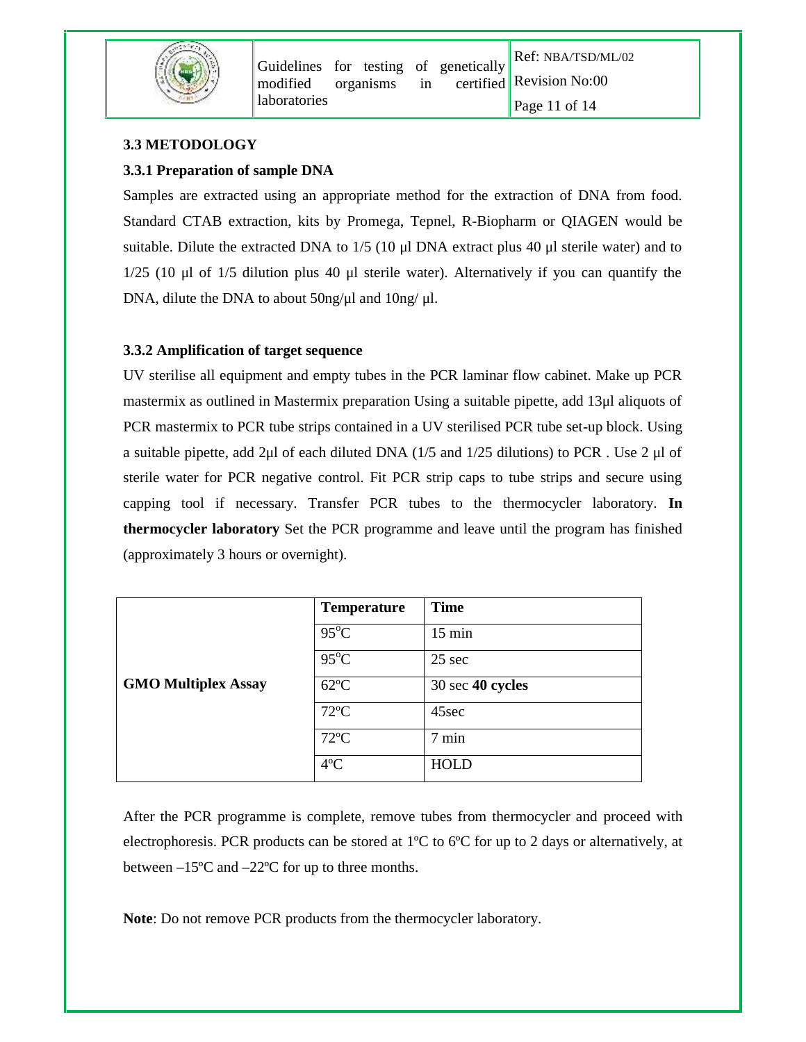### 3.3 METODOLOGY

#### 3.3.1 Preparation of sample DNA

Samples are extracted using an appropriate method for the extraction of DNA from food. Standard CTAB extraction, kits by Promega, Tepnel, R-Biopharm or QIAGEN would be suitable. Dilute the extracted DNA to 1/5 (10 µl DNA extract plus 40 µl sterile water) and to 1/25 (10 µl of 1/5 dilution plus 40 µl sterile water). Alternatively if you can quantify the DNA, dilute the DNA to about 50ng/µl and 10ng/ µl.

#### 3.3.2 Amplification of target sequence

UV sterilise all equipment and empty tubes in the PCR laminar flow cabinet. Make up PCR mastermix as outlined in Mastermix preparation Using a suitable pipette, add 13µl aliquots of PCR mastermix to PCR tube strips contained in a UV sterilised PCR tube set-up block. Using a suitable pipette, add 2µl of each diluted DNA (1/5 and 1/25 dilutions) to PCR . Use 2 µl of sterile water for PCR negative control. Fit PCR strip caps to tube strips and secure using capping tool if necessary. Transfer PCR tubes to the thermocycler laboratory. **In thermocycler laboratory** Set the PCR programme and leave until the program has finished (approximately 3 hours or overnight).

| | Temperature | Time |
|---|---|---|
| **GMO Multiplex Assay** | 95ºC | 15 min |
| | 95ºC | 25 sec |
| | 62ºC | 30 sec **40 cycles** |
| | 72ºC | 45sec |
| | 72ºC | 7 min |
| | 4ºC | HOLD |

After the PCR programme is complete, remove tubes from thermocycler and proceed with electrophoresis. PCR products can be stored at 1ºC to 6ºC for up to 2 days or alternatively, at between –15ºC and –22ºC for up to three months.

**Note**: Do not remove PCR products from the thermocycler laboratory.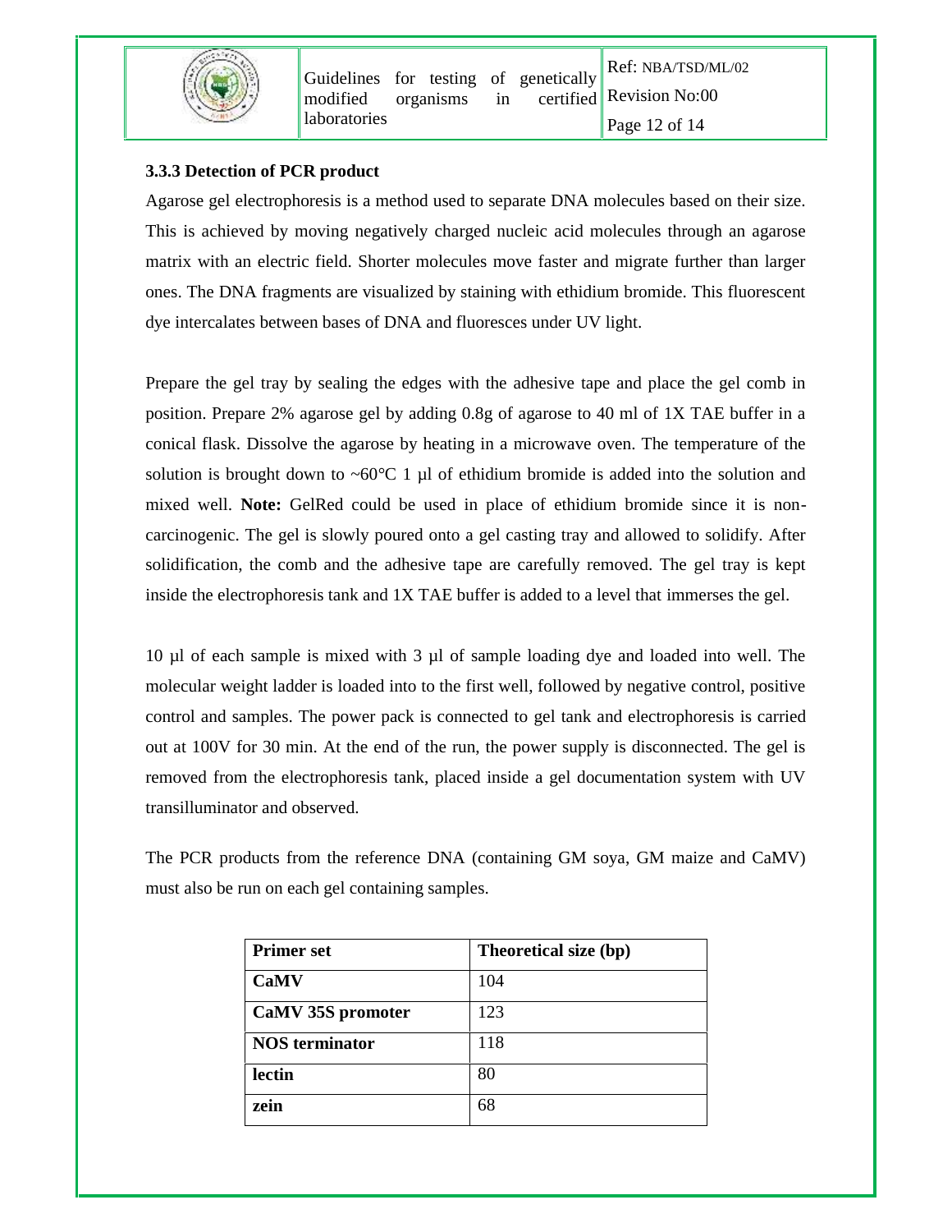### 3.3.3 Detection of PCR product

Agarose gel electrophoresis is a method used to separate DNA molecules based on their size. This is achieved by moving negatively charged nucleic acid molecules through an agarose matrix with an electric field. Shorter molecules move faster and migrate further than larger ones. The DNA fragments are visualized by staining with ethidium bromide. This fluorescent dye intercalates between bases of DNA and fluoresces under UV light.

Prepare the gel tray by sealing the edges with the adhesive tape and place the gel comb in position. Prepare 2% agarose gel by adding 0.8g of agarose to 40 ml of 1X TAE buffer in a conical flask. Dissolve the agarose by heating in a microwave oven. The temperature of the solution is brought down to ~60°C 1 µl of ethidium bromide is added into the solution and mixed well. **Note:** GelRed could be used in place of ethidium bromide since it is non-carcinogenic. The gel is slowly poured onto a gel casting tray and allowed to solidify. After solidification, the comb and the adhesive tape are carefully removed. The gel tray is kept inside the electrophoresis tank and 1X TAE buffer is added to a level that immerses the gel.

10 µl of each sample is mixed with 3 µl of sample loading dye and loaded into well. The molecular weight ladder is loaded into to the first well, followed by negative control, positive control and samples. The power pack is connected to gel tank and electrophoresis is carried out at 100V for 30 min. At the end of the run, the power supply is disconnected. The gel is removed from the electrophoresis tank, placed inside a gel documentation system with UV transilluminator and observed.

The PCR products from the reference DNA (containing GM soya, GM maize and CaMV) must also be run on each gel containing samples.

| Primer set | Theoretical size (bp) |
|---|---|
| **CaMV** | 104 |
| **CaMV 35S promoter** | 123 |
| **NOS terminator** | 118 |
| **lectin** | 80 |
| **zein** | 68 |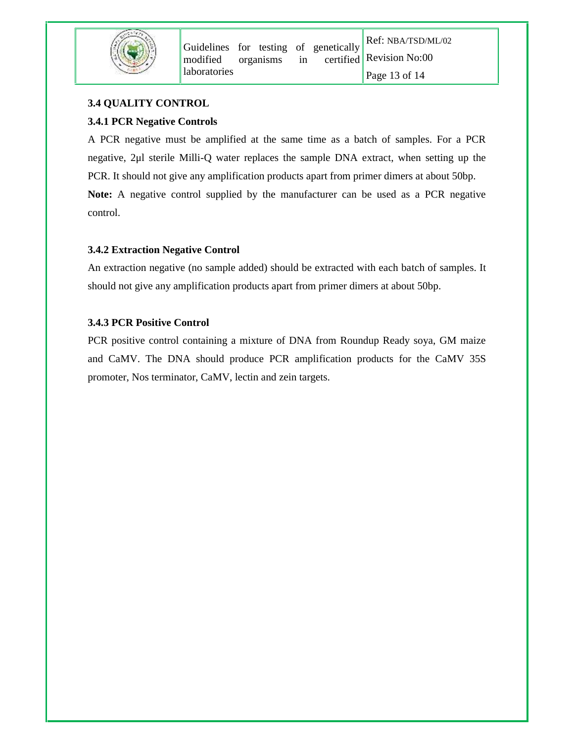### 3.4 QUALITY CONTROL

#### 3.4.1 PCR Negative Controls

A PCR negative must be amplified at the same time as a batch of samples. For a PCR negative, 2μl sterile Milli-Q water replaces the sample DNA extract, when setting up the PCR. It should not give any amplification products apart from primer dimers at about 50bp.

**Note:** A negative control supplied by the manufacturer can be used as a PCR negative control.

#### 3.4.2 Extraction Negative Control

An extraction negative (no sample added) should be extracted with each batch of samples. It should not give any amplification products apart from primer dimers at about 50bp.

#### 3.4.3 PCR Positive Control

PCR positive control containing a mixture of DNA from Roundup Ready soya, GM maize and CaMV. The DNA should produce PCR amplification products for the CaMV 35S promoter, Nos terminator, CaMV, lectin and zein targets.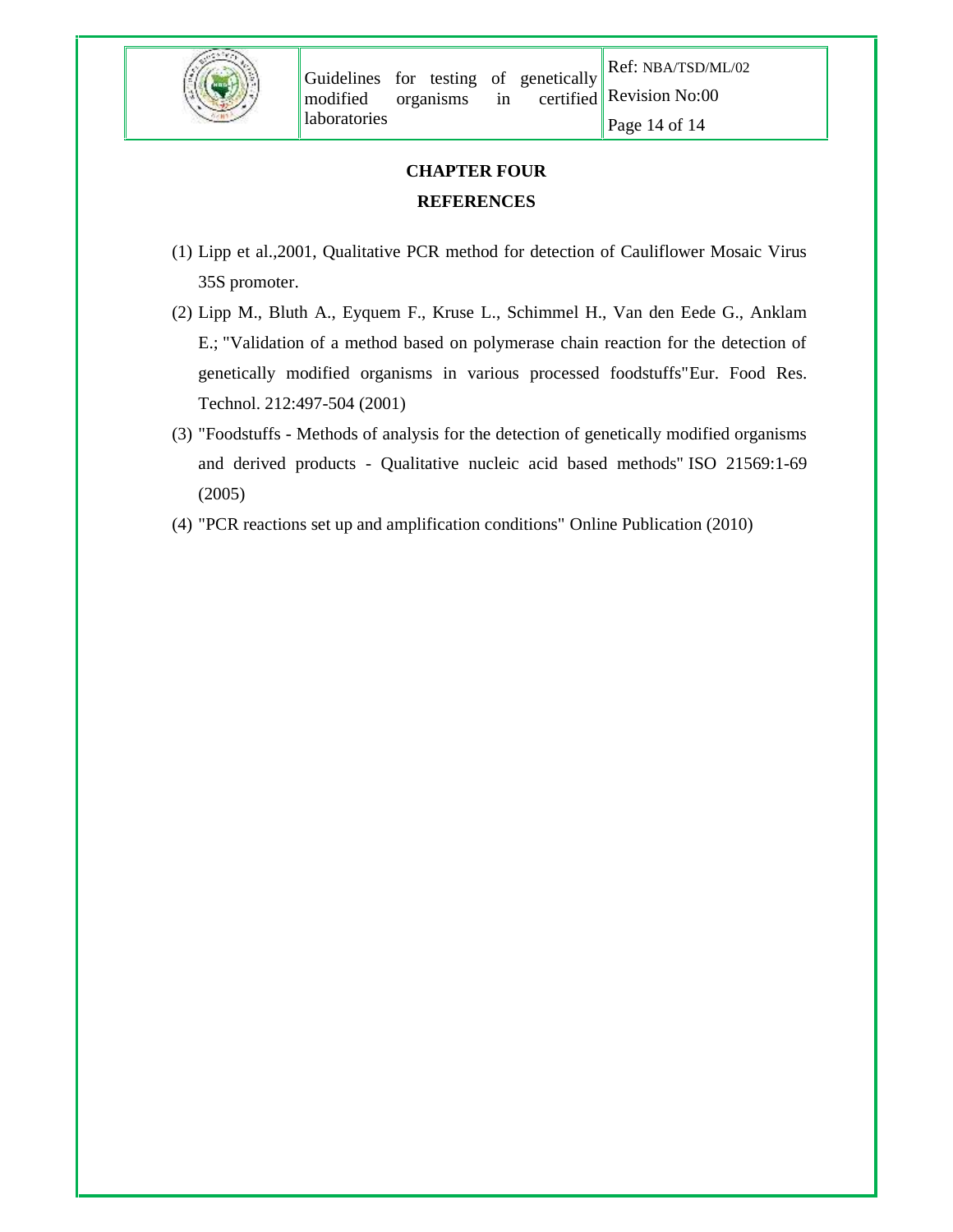# CHAPTER FOUR

## REFERENCES

(1) Lipp et al.,2001, Qualitative PCR method for detection of Cauliflower Mosaic Virus 35S promoter.

(2) Lipp M., Bluth A., Eyquem F., Kruse L., Schimmel H., Van den Eede G., Anklam E.; "Validation of a method based on polymerase chain reaction for the detection of genetically modified organisms in various processed foodstuffs"Eur. Food Res. Technol. 212:497-504 (2001)

(3) "Foodstuffs - Methods of analysis for the detection of genetically modified organisms and derived products - Qualitative nucleic acid based methods" ISO 21569:1-69 (2005)

(4) "PCR reactions set up and amplification conditions" Online Publication (2010)